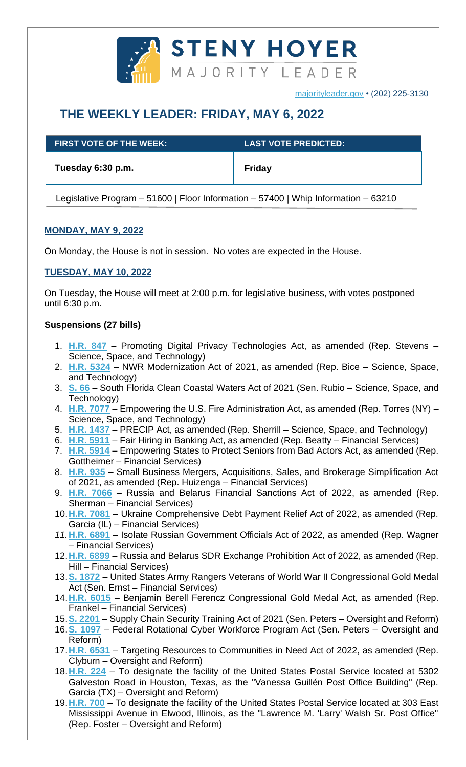# STENY HOYER

MAJORITY LEADER

majorityleader.gov • (202) 225-3130

# THE WEEKLY LEADER: FRIDAY, MAY 6, 2022

| FIRST VOTE OF THE WEEK: | LAST VOTE PREDICTED: |
| --- | --- |
| Tuesday 6:30 p.m. | Friday |

Legislative Program – 51600 | Floor Information – 57400 | Whip Information – 63210

## MONDAY, MAY 9, 2022

On Monday, the House is not in session. No votes are expected in the House.

## TUESDAY, MAY 10, 2022

On Tuesday, the House will meet at 2:00 p.m. for legislative business, with votes postponed until 6:30 p.m.

**Suspensions (27 bills)**

1. **H.R. 847** – Promoting Digital Privacy Technologies Act, as amended (Rep. Stevens – Science, Space, and Technology)
2. **H.R. 5324** – NWR Modernization Act of 2021, as amended (Rep. Bice – Science, Space, and Technology)
3. **S. 66** – South Florida Clean Coastal Waters Act of 2021 (Sen. Rubio – Science, Space, and Technology)
4. **H.R. 7077** – Empowering the U.S. Fire Administration Act, as amended (Rep. Torres (NY) – Science, Space, and Technology)
5. **H.R. 1437** – PRECIP Act, as amended (Rep. Sherrill – Science, Space, and Technology)
6. **H.R. 5911** – Fair Hiring in Banking Act, as amended (Rep. Beatty – Financial Services)
7. **H.R. 5914** – Empowering States to Protect Seniors from Bad Actors Act, as amended (Rep. Gottheimer – Financial Services)
8. **H.R. 935** – Small Business Mergers, Acquisitions, Sales, and Brokerage Simplification Act of 2021, as amended (Rep. Huizenga – Financial Services)
9. **H.R. 7066** – Russia and Belarus Financial Sanctions Act of 2022, as amended (Rep. Sherman – Financial Services)
10. **H.R. 7081** – Ukraine Comprehensive Debt Payment Relief Act of 2022, as amended (Rep. Garcia (IL) – Financial Services)
11. **H.R. 6891** – Isolate Russian Government Officials Act of 2022, as amended (Rep. Wagner – Financial Services)
12. **H.R. 6899** – Russia and Belarus SDR Exchange Prohibition Act of 2022, as amended (Rep. Hill – Financial Services)
13. **S. 1872** – United States Army Rangers Veterans of World War II Congressional Gold Medal Act (Sen. Ernst – Financial Services)
14. **H.R. 6015** – Benjamin Berell Ferencz Congressional Gold Medal Act, as amended (Rep. Frankel – Financial Services)
15. **S. 2201** – Supply Chain Security Training Act of 2021 (Sen. Peters – Oversight and Reform)
16. **S. 1097** – Federal Rotational Cyber Workforce Program Act (Sen. Peters – Oversight and Reform)
17. **H.R. 6531** – Targeting Resources to Communities in Need Act of 2022, as amended (Rep. Clyburn – Oversight and Reform)
18. **H.R. 224** – To designate the facility of the United States Postal Service located at 5302 Galveston Road in Houston, Texas, as the "Vanessa Guillén Post Office Building" (Rep. Garcia (TX) – Oversight and Reform)
19. **H.R. 700** – To designate the facility of the United States Postal Service located at 303 East Mississippi Avenue in Elwood, Illinois, as the "Lawrence M. 'Larry' Walsh Sr. Post Office" (Rep. Foster – Oversight and Reform)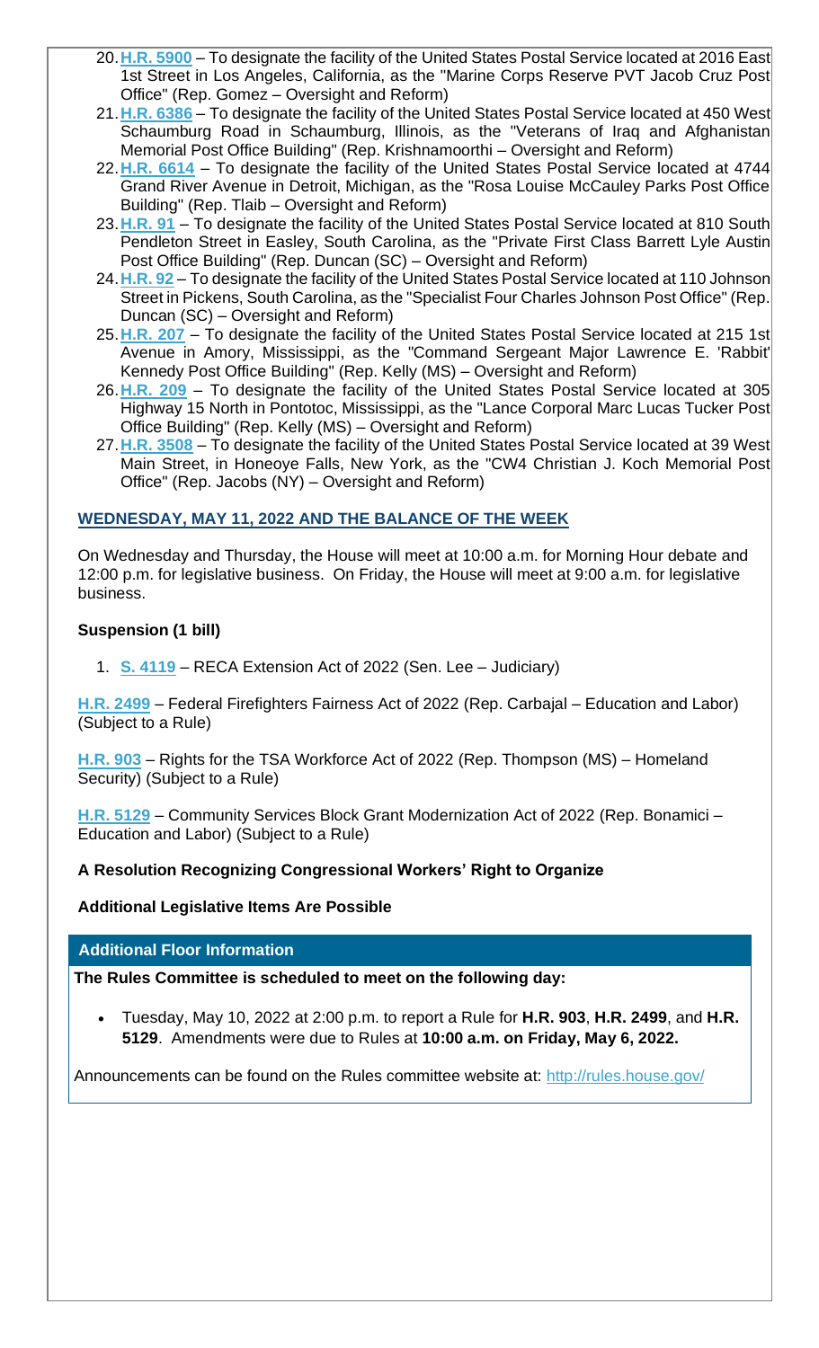20. **H.R. 5900** – To designate the facility of the United States Postal Service located at 2016 East 1st Street in Los Angeles, California, as the "Marine Corps Reserve PVT Jacob Cruz Post Office" (Rep. Gomez – Oversight and Reform)
21. **H.R. 6386** – To designate the facility of the United States Postal Service located at 450 West Schaumburg Road in Schaumburg, Illinois, as the "Veterans of Iraq and Afghanistan Memorial Post Office Building" (Rep. Krishnamoorthi – Oversight and Reform)
22. **H.R. 6614** – To designate the facility of the United States Postal Service located at 4744 Grand River Avenue in Detroit, Michigan, as the "Rosa Louise McCauley Parks Post Office Building" (Rep. Tlaib – Oversight and Reform)
23. **H.R. 91** – To designate the facility of the United States Postal Service located at 810 South Pendleton Street in Easley, South Carolina, as the "Private First Class Barrett Lyle Austin Post Office Building" (Rep. Duncan (SC) – Oversight and Reform)
24. **H.R. 92** – To designate the facility of the United States Postal Service located at 110 Johnson Street in Pickens, South Carolina, as the "Specialist Four Charles Johnson Post Office" (Rep. Duncan (SC) – Oversight and Reform)
25. **H.R. 207** – To designate the facility of the United States Postal Service located at 215 1st Avenue in Amory, Mississippi, as the "Command Sergeant Major Lawrence E. 'Rabbit' Kennedy Post Office Building" (Rep. Kelly (MS) – Oversight and Reform)
26. **H.R. 209** – To designate the facility of the United States Postal Service located at 305 Highway 15 North in Pontotoc, Mississippi, as the "Lance Corporal Marc Lucas Tucker Post Office Building" (Rep. Kelly (MS) – Oversight and Reform)
27. **H.R. 3508** – To designate the facility of the United States Postal Service located at 39 West Main Street, in Honeoye Falls, New York, as the "CW4 Christian J. Koch Memorial Post Office" (Rep. Jacobs (NY) – Oversight and Reform)

## WEDNESDAY, MAY 11, 2022 AND THE BALANCE OF THE WEEK

On Wednesday and Thursday, the House will meet at 10:00 a.m. for Morning Hour debate and 12:00 p.m. for legislative business. On Friday, the House will meet at 9:00 a.m. for legislative business.

**Suspension (1 bill)**

1. **S. 4119** – RECA Extension Act of 2022 (Sen. Lee – Judiciary)

**H.R. 2499** – Federal Firefighters Fairness Act of 2022 (Rep. Carbajal – Education and Labor) (Subject to a Rule)

**H.R. 903** – Rights for the TSA Workforce Act of 2022 (Rep. Thompson (MS) – Homeland Security) (Subject to a Rule)

**H.R. 5129** – Community Services Block Grant Modernization Act of 2022 (Rep. Bonamici – Education and Labor) (Subject to a Rule)

**A Resolution Recognizing Congressional Workers' Right to Organize**

**Additional Legislative Items Are Possible**

### Additional Floor Information

**The Rules Committee is scheduled to meet on the following day:**

- Tuesday, May 10, 2022 at 2:00 p.m. to report a Rule for **H.R. 903**, **H.R. 2499**, and **H.R. 5129**. Amendments were due to Rules at **10:00 a.m. on Friday, May 6, 2022.**

Announcements can be found on the Rules committee website at: http://rules.house.gov/